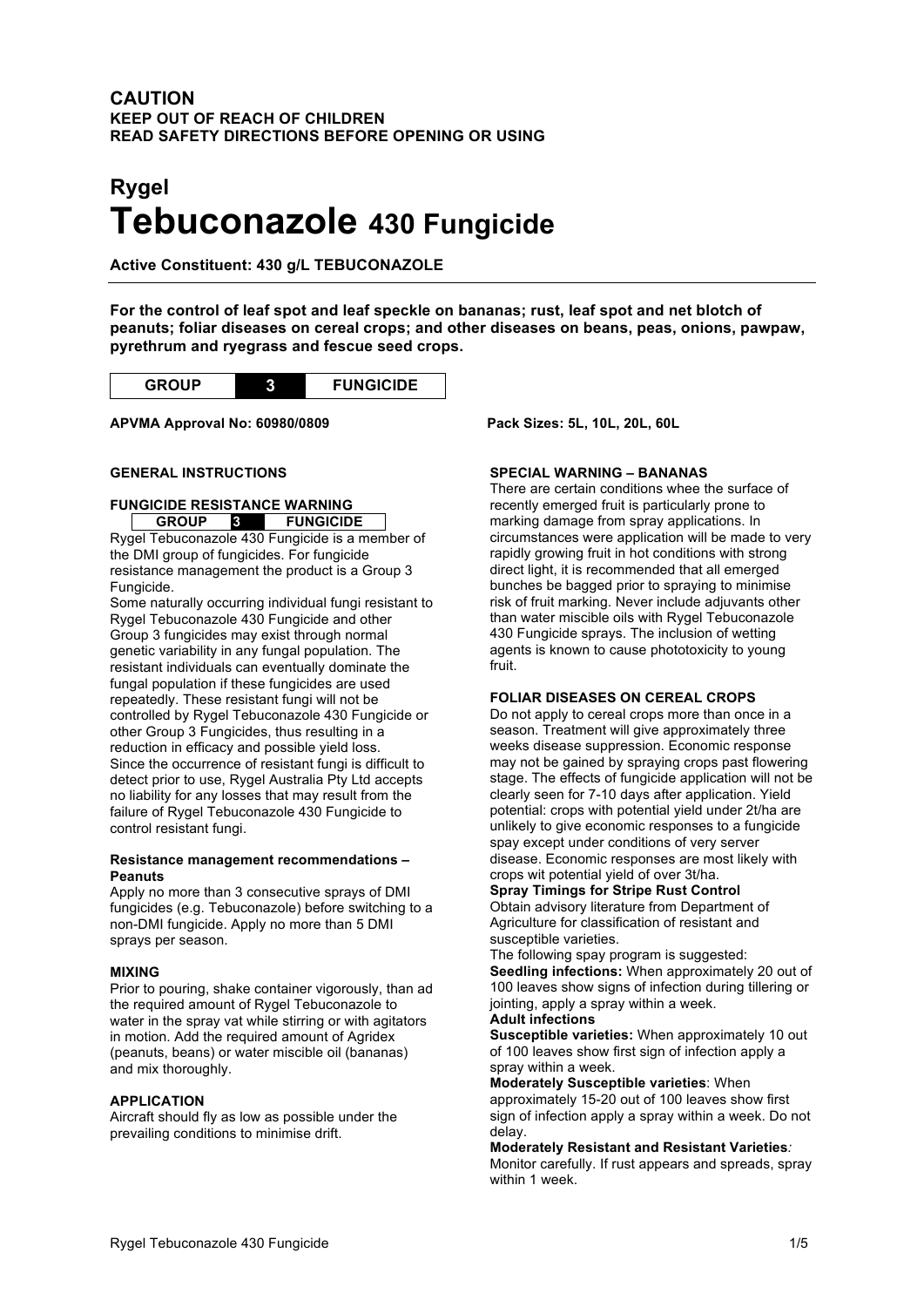**CAUTION**
**KEEP OUT OF REACH OF CHILDREN**
**READ SAFETY DIRECTIONS BEFORE OPENING OR USING**

# Rygel
# Tebuconazole 430 Fungicide

**Active Constituent: 430 g/L TEBUCONAZOLE**

**For the control of leaf spot and leaf speckle on bananas; rust, leaf spot and net blotch of peanuts; foliar diseases on cereal crops; and other diseases on beans, peas, onions, pawpaw, pyrethrum and ryegrass and fescue seed crops.**

| GROUP | 3 | FUNGICIDE |
|---|---|---|

**APVMA Approval No: 60980/0809**

**Pack Sizes: 5L, 10L, 20L, 60L**

## GENERAL INSTRUCTIONS

### FUNGICIDE RESISTANCE WARNING

| GROUP | 3 | FUNGICIDE |
|---|---|---|

Rygel Tebuconazole 430 Fungicide is a member of the DMI group of fungicides. For fungicide resistance management the product is a Group 3 Fungicide.
Some naturally occurring individual fungi resistant to Rygel Tebuconazole 430 Fungicide and other Group 3 fungicides may exist through normal genetic variability in any fungal population. The resistant individuals can eventually dominate the fungal population if these fungicides are used repeatedly. These resistant fungi will not be controlled by Rygel Tebuconazole 430 Fungicide or other Group 3 Fungicides, thus resulting in a reduction in efficacy and possible yield loss.
Since the occurrence of resistant fungi is difficult to detect prior to use, Rygel Australia Pty Ltd accepts no liability for any losses that may result from the failure of Rygel Tebuconazole 430 Fungicide to control resistant fungi.

#### Resistance management recommendations – Peanuts

Apply no more than 3 consecutive sprays of DMI fungicides (e.g. Tebuconazole) before switching to a non-DMI fungicide. Apply no more than 5 DMI sprays per season.

### MIXING

Prior to pouring, shake container vigorously, than ad the required amount of Rygel Tebuconazole to water in the spray vat while stirring or with agitators in motion. Add the required amount of Agridex (peanuts, beans) or water miscible oil (bananas) and mix thoroughly.

### APPLICATION

Aircraft should fly as low as possible under the prevailing conditions to minimise drift.

### SPECIAL WARNING – BANANAS

There are certain conditions whee the surface of recently emerged fruit is particularly prone to marking damage from spray applications. In circumstances were application will be made to very rapidly growing fruit in hot conditions with strong direct light, it is recommended that all emerged bunches be bagged prior to spraying to minimise risk of fruit marking. Never include adjuvants other than water miscible oils with Rygel Tebuconazole 430 Fungicide sprays. The inclusion of wetting agents is known to cause phototoxicity to young fruit.

### FOLIAR DISEASES ON CEREAL CROPS

Do not apply to cereal crops more than once in a season. Treatment will give approximately three weeks disease suppression. Economic response may not be gained by spraying crops past flowering stage. The effects of fungicide application will not be clearly seen for 7-10 days after application. Yield potential: crops with potential yield under 2t/ha are unlikely to give economic responses to a fungicide spray except under conditions of very server disease. Economic responses are most likely with crops wit potential yield of over 3t/ha.

**Spray Timings for Stripe Rust Control**
Obtain advisory literature from Department of Agriculture for classification of resistant and susceptible varieties.
The following spray program is suggested:
**Seedling infections:** When approximately 20 out of 100 leaves show signs of infection during tillering or jointing, apply a spray within a week.
**Adult infections**
**Susceptible varieties:** When approximately 10 out of 100 leaves show first sign of infection apply a spray within a week.
**Moderately Susceptible varieties**: When approximately 15-20 out of 100 leaves show first sign of infection apply a spray within a week. Do not delay.
**Moderately Resistant and Resistant Varieties***:* Monitor carefully. If rust appears and spreads, spray within 1 week.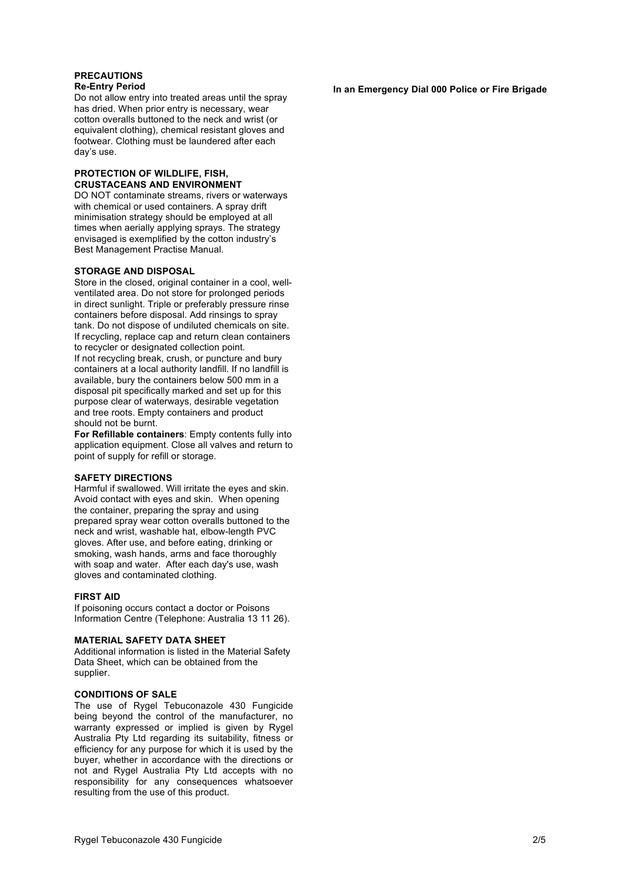## PRECAUTIONS

### Re-Entry Period

Do not allow entry into treated areas until the spray has dried. When prior entry is necessary, wear cotton overalls buttoned to the neck and wrist (or equivalent clothing), chemical resistant gloves and footwear. Clothing must be laundered after each day's use.

## PROTECTION OF WILDLIFE, FISH, CRUSTACEANS AND ENVIRONMENT

DO NOT contaminate streams, rivers or waterways with chemical or used containers. A spray drift minimisation strategy should be employed at all times when aerially applying sprays. The strategy envisaged is exemplified by the cotton industry's Best Management Practise Manual.

## STORAGE AND DISPOSAL

Store in the closed, original container in a cool, well-ventilated area. Do not store for prolonged periods in direct sunlight. Triple or preferably pressure rinse containers before disposal. Add rinsings to spray tank. Do not dispose of undiluted chemicals on site. If recycling, replace cap and return clean containers to recycler or designated collection point.
If not recycling break, crush, or puncture and bury containers at a local authority landfill. If no landfill is available, bury the containers below 500 mm in a disposal pit specifically marked and set up for this purpose clear of waterways, desirable vegetation and tree roots. Empty containers and product should not be burnt.

**For Refillable containers**: Empty contents fully into application equipment. Close all valves and return to point of supply for refill or storage.

## SAFETY DIRECTIONS

Harmful if swallowed. Will irritate the eyes and skin. Avoid contact with eyes and skin. When opening the container, preparing the spray and using prepared spray wear cotton overalls buttoned to the neck and wrist, washable hat, elbow-length PVC gloves. After use, and before eating, drinking or smoking, wash hands, arms and face thoroughly with soap and water. After each day's use, wash gloves and contaminated clothing.

## FIRST AID

If poisoning occurs contact a doctor or Poisons Information Centre (Telephone: Australia 13 11 26).

## MATERIAL SAFETY DATA SHEET

Additional information is listed in the Material Safety Data Sheet, which can be obtained from the supplier.

## CONDITIONS OF SALE

The use of Rygel Tebuconazole 430 Fungicide being beyond the control of the manufacturer, no warranty expressed or implied is given by Rygel Australia Pty Ltd regarding its suitability, fitness or efficiency for any purpose for which it is used by the buyer, whether in accordance with the directions or not and Rygel Australia Pty Ltd accepts with no responsibility for any consequences whatsoever resulting from the use of this product.

**In an Emergency Dial 000 Police or Fire Brigade**